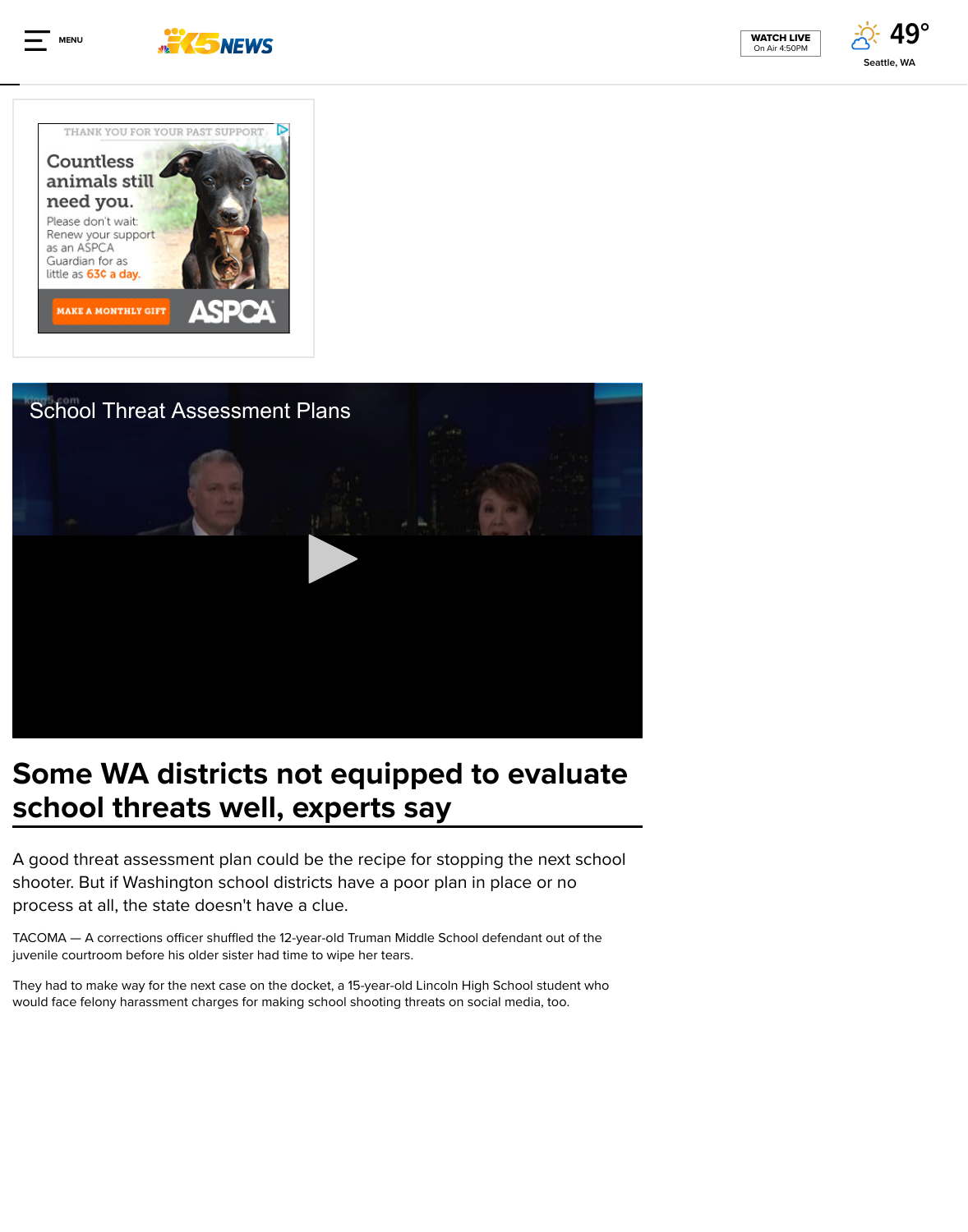# Some WA districts not equipped to evaluate school threats well, experts say

A good threat assessment plan could be the recipe for stopping the next school shooter. But if Washington school districts have a poor plan in place or no process at all, the state doesn't have a clue.

TACOMA — A corrections officer shuffled the 12-year-old Truman Middle School defendant out of the juvenile courtroom before his older sister had time to wipe her tears.

They had to make way for the next case on the docket, a 15-year-old Lincoln High School student who would face felony harassment charges for making school shooting threats on social media, too.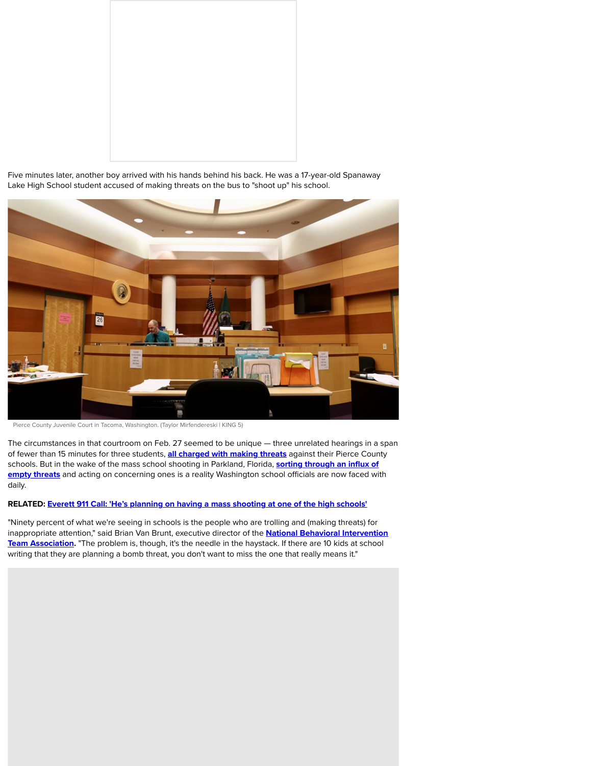Five minutes later, another boy arrived with his hands behind his back. He was a 17-year-old Spanaway Lake High School student accused of making threats on the bus to "shoot up" his school.

Pierce County Juvenile Court in Tacoma, Washington. (Taylor Mirfendereski | KING 5)

The circumstances in that courtroom on Feb. 27 seemed to be unique — three unrelated hearings in a span of fewer than 15 minutes for three students, **all charged with making threats** against their Pierce County schools. But in the wake of the mass school shooting in Parkland, Florida, **sorting through an influx of empty threats** and acting on concerning ones is a reality Washington school officials are now faced with daily.

**RELATED: Everett 911 Call: 'He's planning on having a mass shooting at one of the high schools'**

"Ninety percent of what we're seeing in schools is the people who are trolling and (making threats) for inappropriate attention," said Brian Van Brunt, executive director of the **National Behavioral Intervention Team Association.** "The problem is, though, it's the needle in the haystack. If there are 10 kids at school writing that they are planning a bomb threat, you don't want to miss the one that really means it."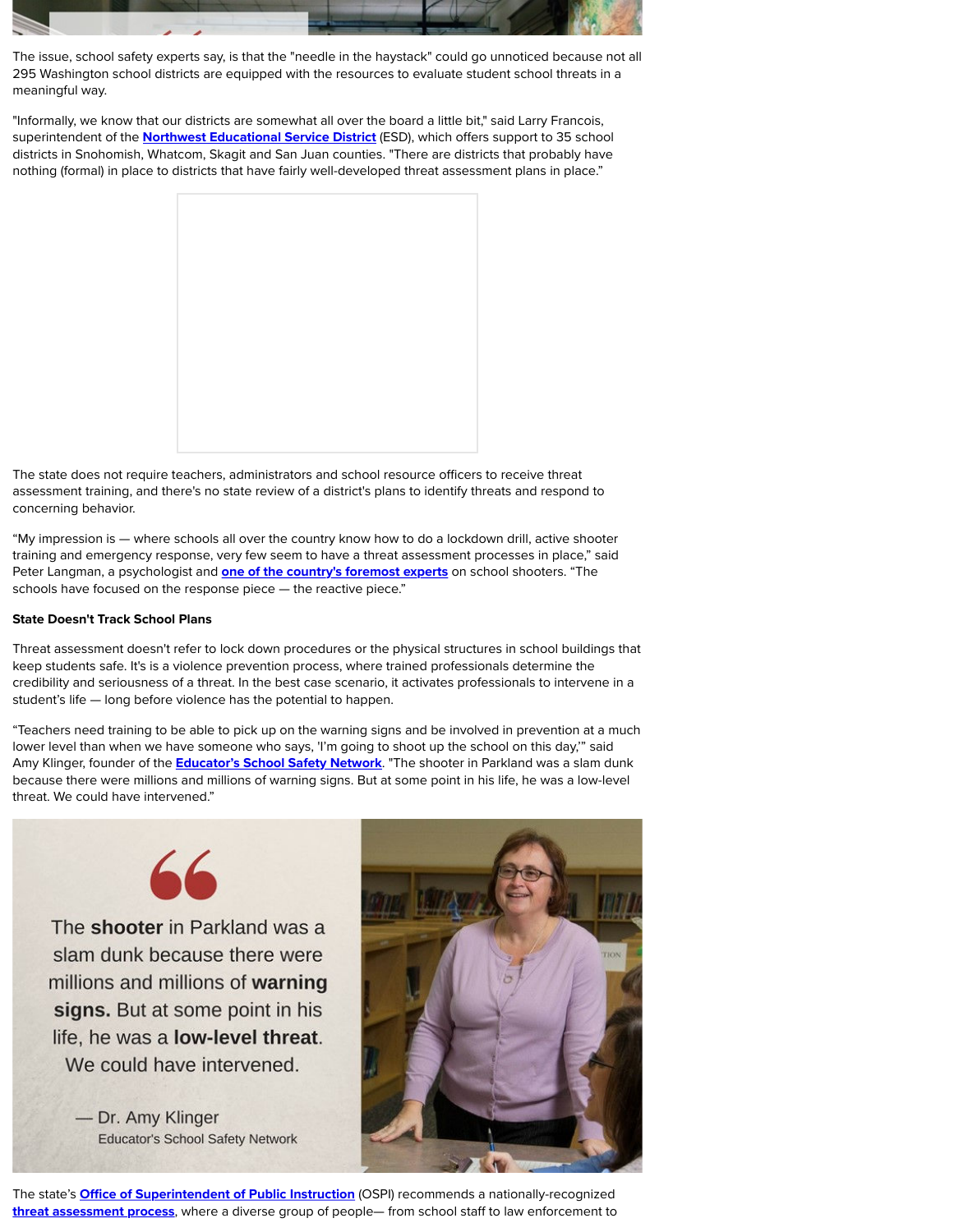The issue, school safety experts say, is that the "needle in the haystack" could go unnoticed because not all 295 Washington school districts are equipped with the resources to evaluate student school threats in a meaningful way.

"Informally, we know that our districts are somewhat all over the board a little bit," said Larry Francois, superintendent of the **Northwest Educational Service District** (ESD), which offers support to 35 school districts in Snohomish, Whatcom, Skagit and San Juan counties. "There are districts that probably have nothing (formal) in place to districts that have fairly well-developed threat assessment plans in place."

The state does not require teachers, administrators and school resource officers to receive threat assessment training, and there's no state review of a district's plans to identify threats and respond to concerning behavior.

"My impression is — where schools all over the country know how to do a lockdown drill, active shooter training and emergency response, very few seem to have a threat assessment processes in place," said Peter Langman, a psychologist and **one of the country's foremost experts** on school shooters. "The schools have focused on the response piece — the reactive piece."

**State Doesn't Track School Plans**

Threat assessment doesn't refer to lock down procedures or the physical structures in school buildings that keep students safe. It's a violence prevention process, where trained professionals determine the credibility and seriousness of a threat. In the best case scenario, it activates professionals to intervene in a student's life — long before violence has the potential to happen.

"Teachers need training to be able to pick up on the warning signs and be involved in prevention at a much lower level than when we have someone who says, 'I'm going to shoot up the school on this day,'" said Amy Klinger, founder of the **Educator's School Safety Network**. "The shooter in Parkland was a slam dunk because there were millions and millions of warning signs. But at some point in his life, he was a low-level threat. We could have intervened."

The **shooter** in Parkland was a slam dunk because there were millions and millions of **warning signs.** But at some point in his life, he was a **low-level threat**. We could have intervened.

— Dr. Amy Klinger
Educator's School Safety Network

The state's **Office of Superintendent of Public Instruction** (OSPI) recommends a nationally-recognized **threat assessment process**, where a diverse group of people— from school staff to law enforcement to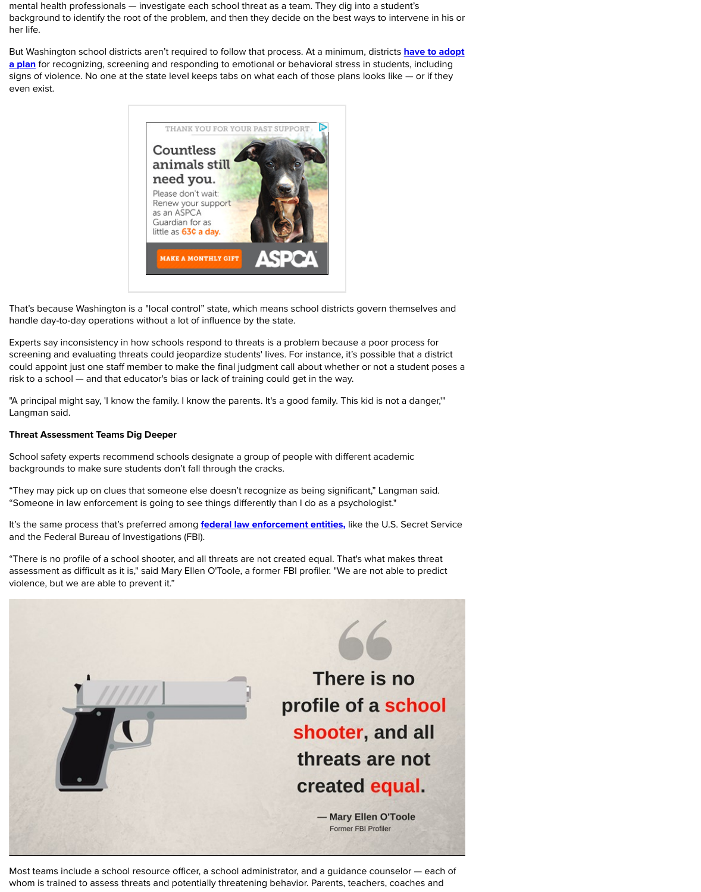mental health professionals — investigate each school threat as a team. They dig into a student's background to identify the root of the problem, and then they decide on the best ways to intervene in his or her life.

But Washington school districts aren't required to follow that process. At a minimum, districts **have to adopt a plan** for recognizing, screening and responding to emotional or behavioral stress in students, including signs of violence. No one at the state level keeps tabs on what each of those plans looks like — or if they even exist.

That's because Washington is a "local control" state, which means school districts govern themselves and handle day-to-day operations without a lot of influence by the state.

Experts say inconsistency in how schools respond to threats is a problem because a poor process for screening and evaluating threats could jeopardize students' lives. For instance, it's possible that a district could appoint just one staff member to make the final judgment call about whether or not a student poses a risk to a school — and that educator's bias or lack of training could get in the way.

"A principal might say, 'I know the family. I know the parents. It's a good family. This kid is not a danger,'" Langman said.

**Threat Assessment Teams Dig Deeper**

School safety experts recommend schools designate a group of people with different academic backgrounds to make sure students don't fall through the cracks.

"They may pick up on clues that someone else doesn't recognize as being significant," Langman said. "Someone in law enforcement is going to see things differently than I do as a psychologist."

It's the same process that's preferred among **federal law enforcement entities,** like the U.S. Secret Service and the Federal Bureau of Investigations (FBI).

"There is no profile of a school shooter, and all threats are not created equal. That's what makes threat assessment as difficult as it is," said Mary Ellen O'Toole, a former FBI profiler. "We are not able to predict violence, but we are able to prevent it."

> There is no profile of a school shooter, and all threats are not created equal.
>
> — Mary Ellen O'Toole
> Former FBI Profiler

Most teams include a school resource officer, a school administrator, and a guidance counselor — each of whom is trained to assess threats and potentially threatening behavior. Parents, teachers, coaches and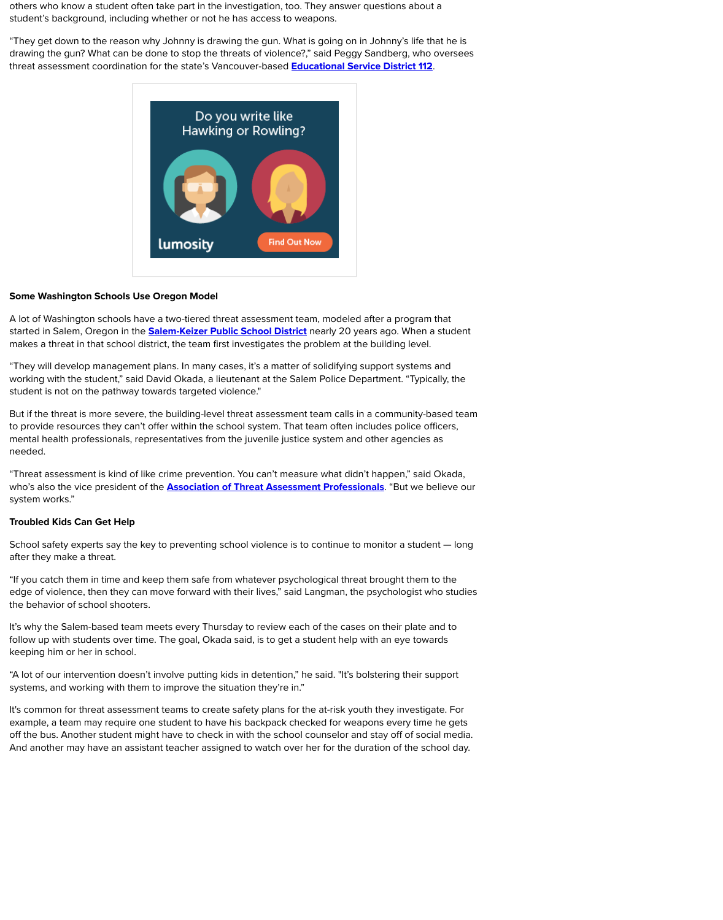others who know a student often take part in the investigation, too. They answer questions about a student's background, including whether or not he has access to weapons.

"They get down to the reason why Johnny is drawing the gun. What is going on in Johnny's life that he is drawing the gun? What can be done to stop the threats of violence?," said Peggy Sandberg, who oversees threat assessment coordination for the state's Vancouver-based **Educational Service District 112**.

**Some Washington Schools Use Oregon Model**

A lot of Washington schools have a two-tiered threat assessment team, modeled after a program that started in Salem, Oregon in the **Salem-Keizer Public School District** nearly 20 years ago. When a student makes a threat in that school district, the team first investigates the problem at the building level.

"They will develop management plans. In many cases, it's a matter of solidifying support systems and working with the student," said David Okada, a lieutenant at the Salem Police Department. "Typically, the student is not on the pathway towards targeted violence."

But if the threat is more severe, the building-level threat assessment team calls in a community-based team to provide resources they can't offer within the school system. That team often includes police officers, mental health professionals, representatives from the juvenile justice system and other agencies as needed.

"Threat assessment is kind of like crime prevention. You can't measure what didn't happen," said Okada, who's also the vice president of the **Association of Threat Assessment Professionals**. "But we believe our system works."

**Troubled Kids Can Get Help**

School safety experts say the key to preventing school violence is to continue to monitor a student — long after they make a threat.

"If you catch them in time and keep them safe from whatever psychological threat brought them to the edge of violence, then they can move forward with their lives," said Langman, the psychologist who studies the behavior of school shooters.

It's why the Salem-based team meets every Thursday to review each of the cases on their plate and to follow up with students over time. The goal, Okada said, is to get a student help with an eye towards keeping him or her in school.

"A lot of our intervention doesn't involve putting kids in detention," he said. "It's bolstering their support systems, and working with them to improve the situation they're in."

It's common for threat assessment teams to create safety plans for the at-risk youth they investigate. For example, a team may require one student to have his backpack checked for weapons every time he gets off the bus. Another student might have to check in with the school counselor and stay off of social media. And another may have an assistant teacher assigned to watch over her for the duration of the school day.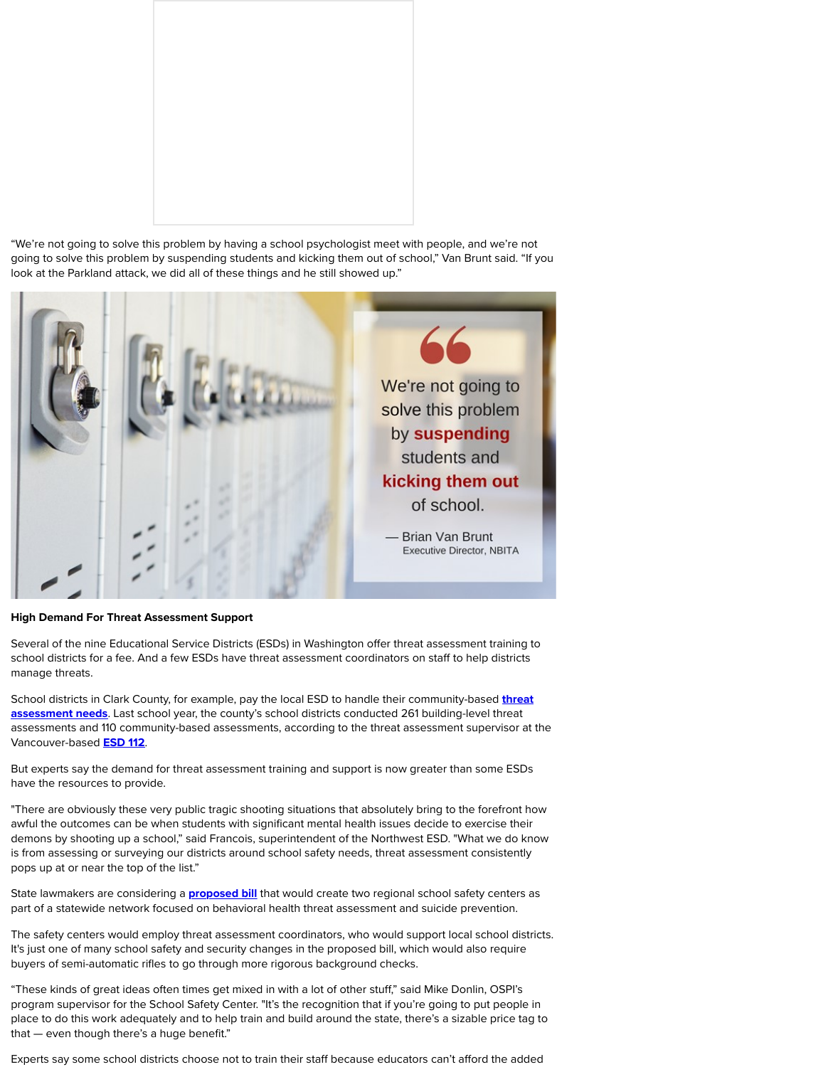"We're not going to solve this problem by having a school psychologist meet with people, and we're not going to solve this problem by suspending students and kicking them out of school," Van Brunt said. "If you look at the Parkland attack, we did all of these things and he still showed up."

**High Demand For Threat Assessment Support**

Several of the nine Educational Service Districts (ESDs) in Washington offer threat assessment training to school districts for a fee. And a few ESDs have threat assessment coordinators on staff to help districts manage threats.

School districts in Clark County, for example, pay the local ESD to handle their community-based **threat assessment needs**. Last school year, the county's school districts conducted 261 building-level threat assessments and 110 community-based assessments, according to the threat assessment supervisor at the Vancouver-based **ESD 112**.

But experts say the demand for threat assessment training and support is now greater than some ESDs have the resources to provide.

"There are obviously these very public tragic shooting situations that absolutely bring to the forefront how awful the outcomes can be when students with significant mental health issues decide to exercise their demons by shooting up a school," said Francois, superintendent of the Northwest ESD. "What we do know is from assessing or surveying our districts around school safety needs, threat assessment consistently pops up at or near the top of the list."

State lawmakers are considering a **proposed bill** that would create two regional school safety centers as part of a statewide network focused on behavioral health threat assessment and suicide prevention.

The safety centers would employ threat assessment coordinators, who would support local school districts. It's just one of many school safety and security changes in the proposed bill, which would also require buyers of semi-automatic rifles to go through more rigorous background checks.

"These kinds of great ideas often times get mixed in with a lot of other stuff," said Mike Donlin, OSPI's program supervisor for the School Safety Center. "It's the recognition that if you're going to put people in place to do this work adequately and to help train and build around the state, there's a sizable price tag to that — even though there's a huge benefit."

Experts say some school districts choose not to train their staff because educators can't afford the added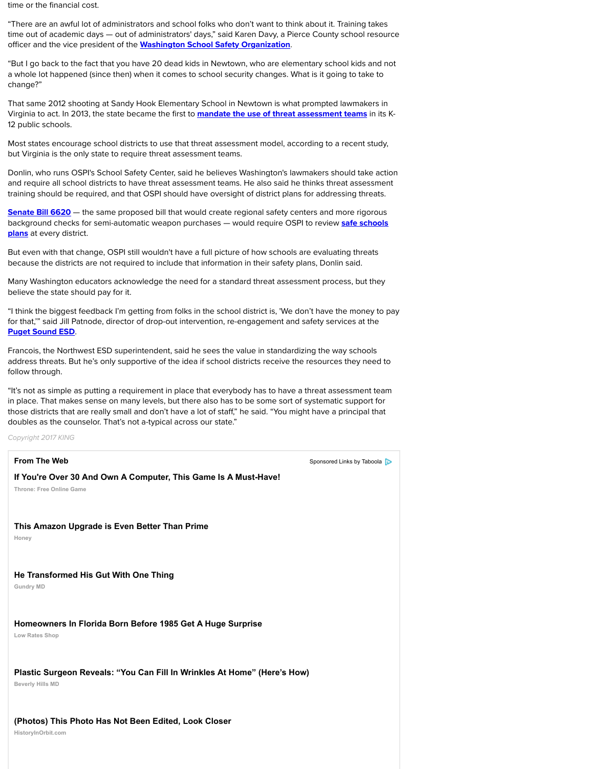time or the financial cost.

“There are an awful lot of administrators and school folks who don’t want to think about it. Training takes time out of academic days — out of administrators' days,” said Karen Davy, a Pierce County school resource officer and the vice president of the **Washington School Safety Organization**.

“But I go back to the fact that you have 20 dead kids in Newtown, who are elementary school kids and not a whole lot happened (since then) when it comes to school security changes. What is it going to take to change?”

That same 2012 shooting at Sandy Hook Elementary School in Newtown is what prompted lawmakers in Virginia to act. In 2013, the state became the first to **mandate the use of threat assessment teams** in its K-12 public schools.

Most states encourage school districts to use that threat assessment model, according to a recent study, but Virginia is the only state to require threat assessment teams.

Donlin, who runs OSPI's School Safety Center, said he believes Washington's lawmakers should take action and require all school districts to have threat assessment teams. He also said he thinks threat assessment training should be required, and that OSPI should have oversight of district plans for addressing threats.

**Senate Bill 6620** — the same proposed bill that would create regional safety centers and more rigorous background checks for semi-automatic weapon purchases — would require OSPI to review **safe schools plans** at every district.

But even with that change, OSPI still wouldn't have a full picture of how schools are evaluating threats because the districts are not required to include that information in their safety plans, Donlin said.

Many Washington educators acknowledge the need for a standard threat assessment process, but they believe the state should pay for it.

“I think the biggest feedback I’m getting from folks in the school district is, 'We don’t have the money to pay for that,'” said Jill Patnode, director of drop-out intervention, re-engagement and safety services at the **Puget Sound ESD**.

Francois, the Northwest ESD superintendent, said he sees the value in standardizing the way schools address threats. But he’s only supportive of the idea if school districts receive the resources they need to follow through.

“It’s not as simple as putting a requirement in place that everybody has to have a threat assessment team in place. That makes sense on many levels, but there also has to be some sort of systematic support for those districts that are really small and don’t have a lot of staff,” he said. “You might have a principal that doubles as the counselor. That’s not a-typical across our state.”

*Copyright 2017 KING*

**From The Web** — Sponsored Links by Taboola

**If You're Over 30 And Own A Computer, This Game Is A Must-Have!**
Throne: Free Online Game

**This Amazon Upgrade is Even Better Than Prime**
Honey

**He Transformed His Gut With One Thing**
Gundry MD

**Homeowners In Florida Born Before 1985 Get A Huge Surprise**
Low Rates Shop

**Plastic Surgeon Reveals: “You Can Fill In Wrinkles At Home” (Here’s How)**
Beverly Hills MD

**(Photos) This Photo Has Not Been Edited, Look Closer**
HistoryInOrbit.com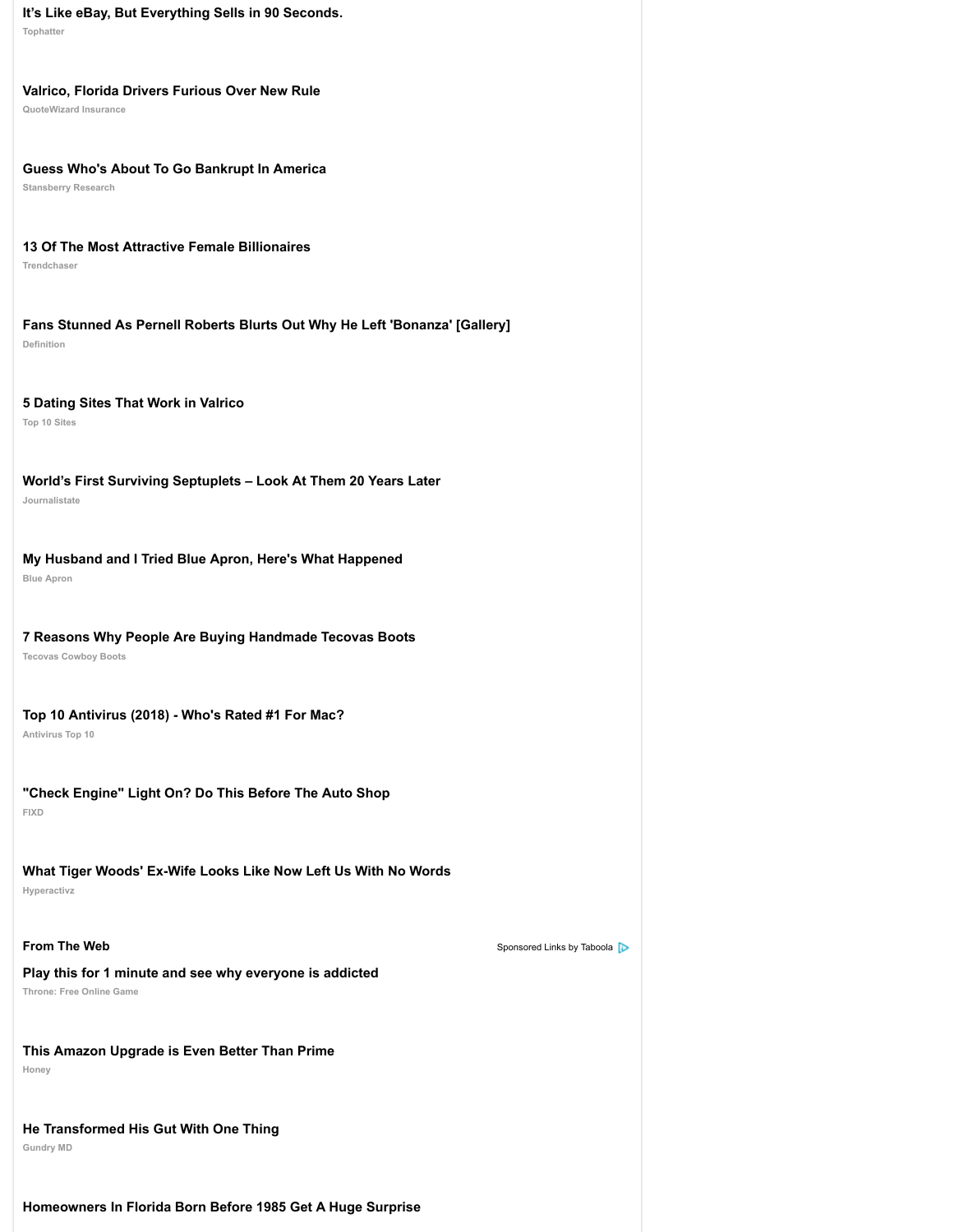**It's Like eBay, But Everything Sells in 90 Seconds.**
Tophatter

**Valrico, Florida Drivers Furious Over New Rule**
QuoteWizard Insurance

**Guess Who's About To Go Bankrupt In America**
Stansberry Research

**13 Of The Most Attractive Female Billionaires**
Trendchaser

**Fans Stunned As Pernell Roberts Blurts Out Why He Left 'Bonanza' [Gallery]**
Definition

**5 Dating Sites That Work in Valrico**
Top 10 Sites

**World's First Surviving Septuplets – Look At Them 20 Years Later**
Journalistate

**My Husband and I Tried Blue Apron, Here's What Happened**
Blue Apron

**7 Reasons Why People Are Buying Handmade Tecovas Boots**
Tecovas Cowboy Boots

**Top 10 Antivirus (2018) - Who's Rated #1 For Mac?**
Antivirus Top 10

**"Check Engine" Light On? Do This Before The Auto Shop**
FIXD

**What Tiger Woods' Ex-Wife Looks Like Now Left Us With No Words**
Hyperactivz

**From The Web** Sponsored Links by Taboola

**Play this for 1 minute and see why everyone is addicted**
Throne: Free Online Game

**This Amazon Upgrade is Even Better Than Prime**
Honey

**He Transformed His Gut With One Thing**
Gundry MD

**Homeowners In Florida Born Before 1985 Get A Huge Surprise**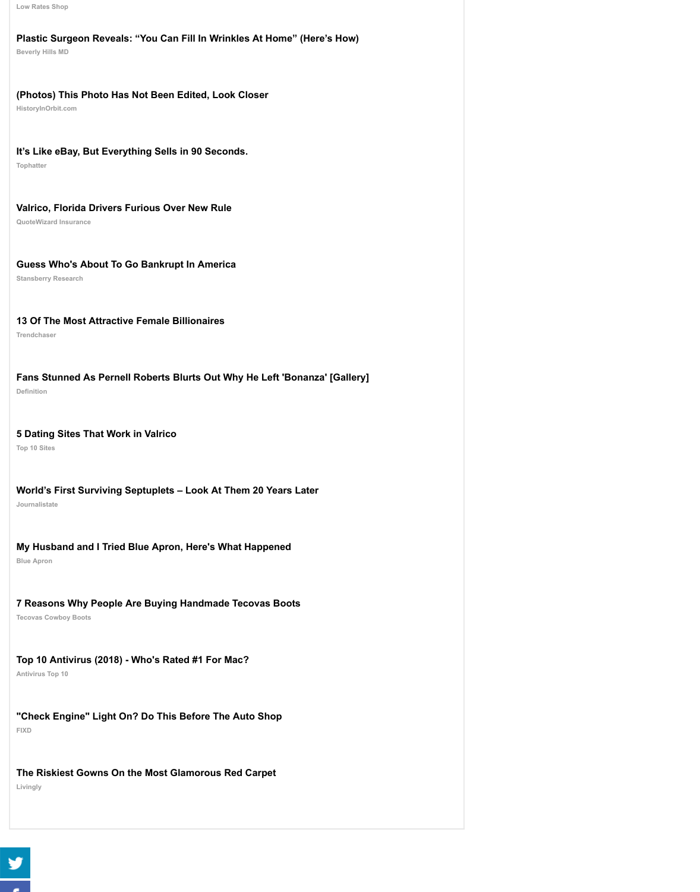Low Rates Shop

**Plastic Surgeon Reveals: “You Can Fill In Wrinkles At Home” (Here’s How)**
Beverly Hills MD

**(Photos) This Photo Has Not Been Edited, Look Closer**
HistoryInOrbit.com

**It’s Like eBay, But Everything Sells in 90 Seconds.**
Tophatter

**Valrico, Florida Drivers Furious Over New Rule**
QuoteWizard Insurance

**Guess Who's About To Go Bankrupt In America**
Stansberry Research

**13 Of The Most Attractive Female Billionaires**
Trendchaser

**Fans Stunned As Pernell Roberts Blurts Out Why He Left 'Bonanza' [Gallery]**
Definition

**5 Dating Sites That Work in Valrico**
Top 10 Sites

**World’s First Surviving Septuplets – Look At Them 20 Years Later**
Journalistate

**My Husband and I Tried Blue Apron, Here's What Happened**
Blue Apron

**7 Reasons Why People Are Buying Handmade Tecovas Boots**
Tecovas Cowboy Boots

**Top 10 Antivirus (2018) - Who's Rated #1 For Mac?**
Antivirus Top 10

**"Check Engine" Light On? Do This Before The Auto Shop**
FIXD

**The Riskiest Gowns On the Most Glamorous Red Carpet**
Livingly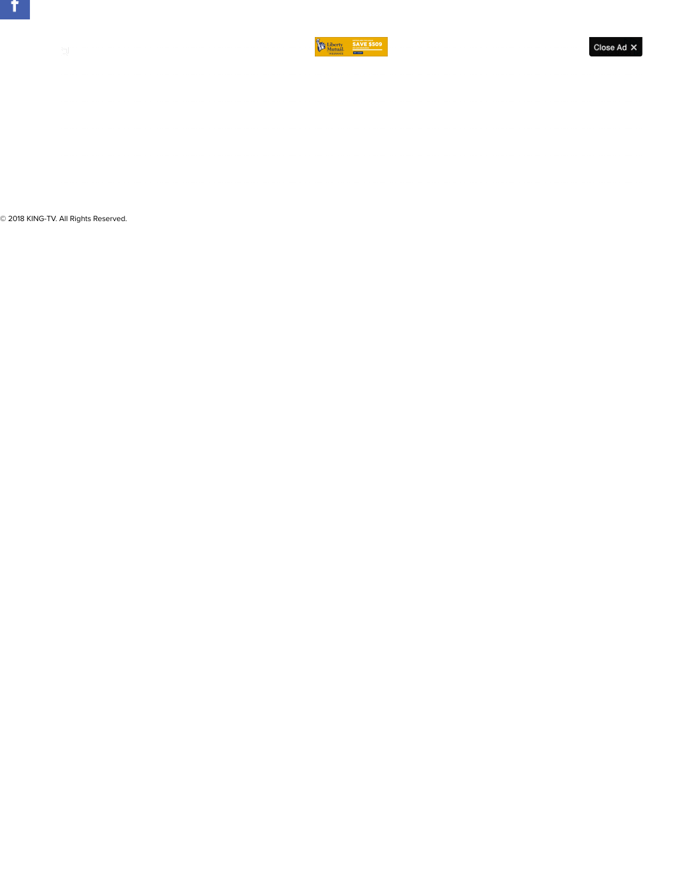© 2018 KING-TV. All Rights Reserved.